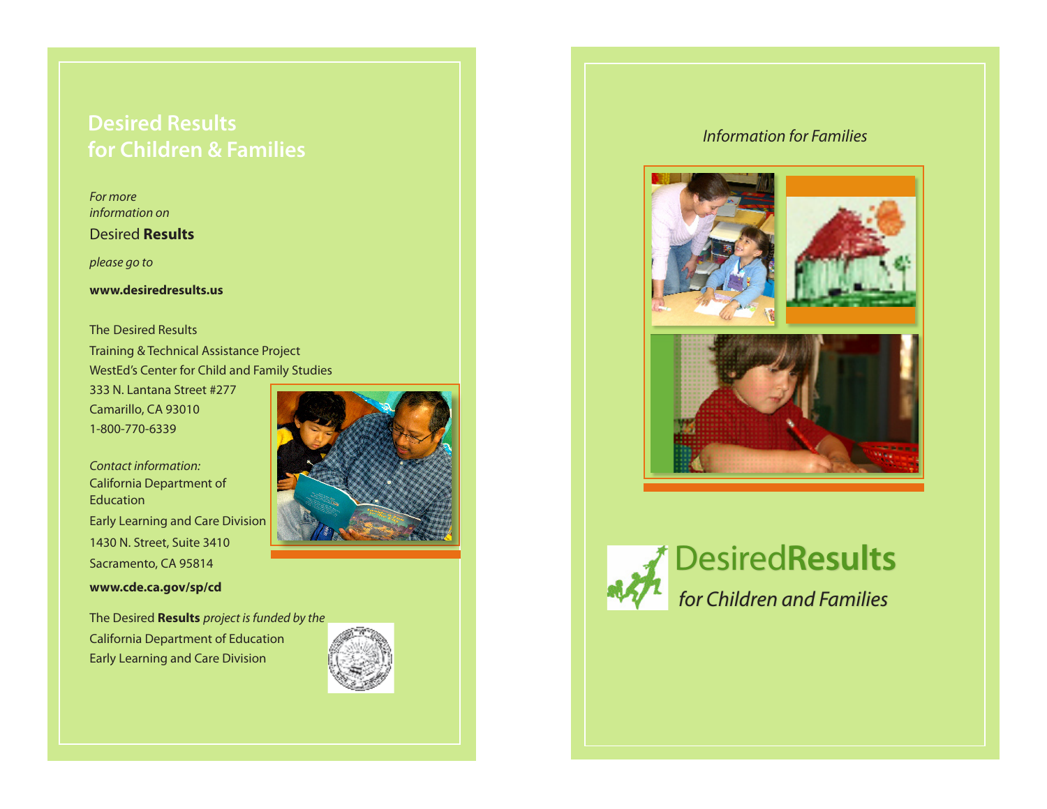# Desired Results for Children & Families

*For more information on*

Desired **Results**

*please go to*

**www.desiredresults.us**

The Desired Results
Training & Technical Assistance Project
WestEd's Center for Child and Family Studies
333 N. Lantana Street #277
Camarillo, CA 93010
1-800-770-6339

*Contact information:*
California Department of Education
Early Learning and Care Division
1430 N. Street, Suite 3410
Sacramento, CA 95814

**www.cde.ca.gov/sp/cd**

The Desired **Results** *project is funded by the*
California Department of Education
Early Learning and Care Division

*Information for Families*

# Desired**Results**

*for Children and Families*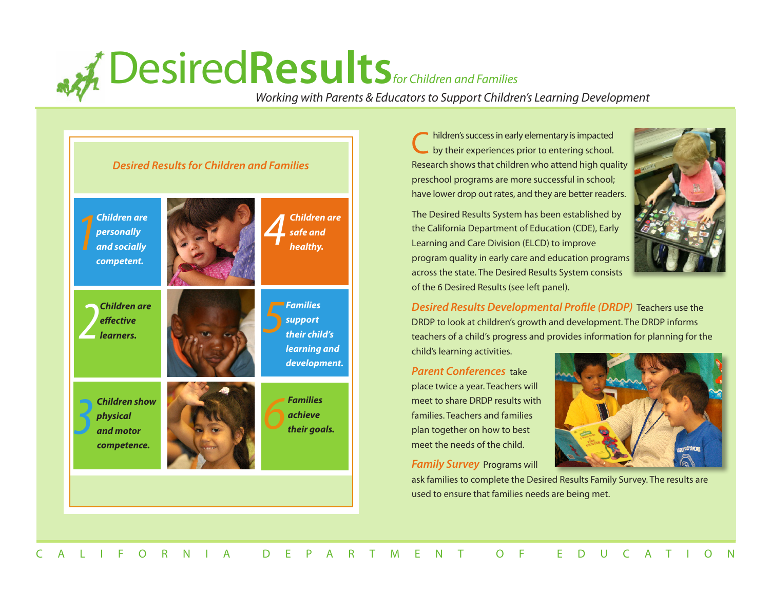# DesiredResults *for Children and Families*

*Working with Parents & Educators to Support Children's Learning Development*

### *Desired Results for Children and Families*

1. ***Children are personally and socially competent.***
2. ***Children are effective learners.***
3. ***Children show physical and motor competence.***
4. ***Children are safe and healthy.***
5. ***Families support their child's learning and development.***
6. ***Families achieve their goals.***

Children's success in early elementary is impacted by their experiences prior to entering school. Research shows that children who attend high quality preschool programs are more successful in school; have lower drop out rates, and they are better readers.

The Desired Results System has been established by the California Department of Education (CDE), Early Learning and Care Division (ELCD) to improve program quality in early care and education programs across the state. The Desired Results System consists of the 6 Desired Results (see left panel).

***Desired Results Developmental Profile (DRDP)*** Teachers use the DRDP to look at children's growth and development. The DRDP informs teachers of a child's progress and provides information for planning for the child's learning activities.

***Parent Conferences*** take place twice a year. Teachers will meet to share DRDP results with families. Teachers and families plan together on how to best meet the needs of the child.

***Family Survey*** Programs will ask families to complete the Desired Results Family Survey. The results are used to ensure that families needs are being met.

CALIFORNIA DEPARTMENT OF EDUCATION